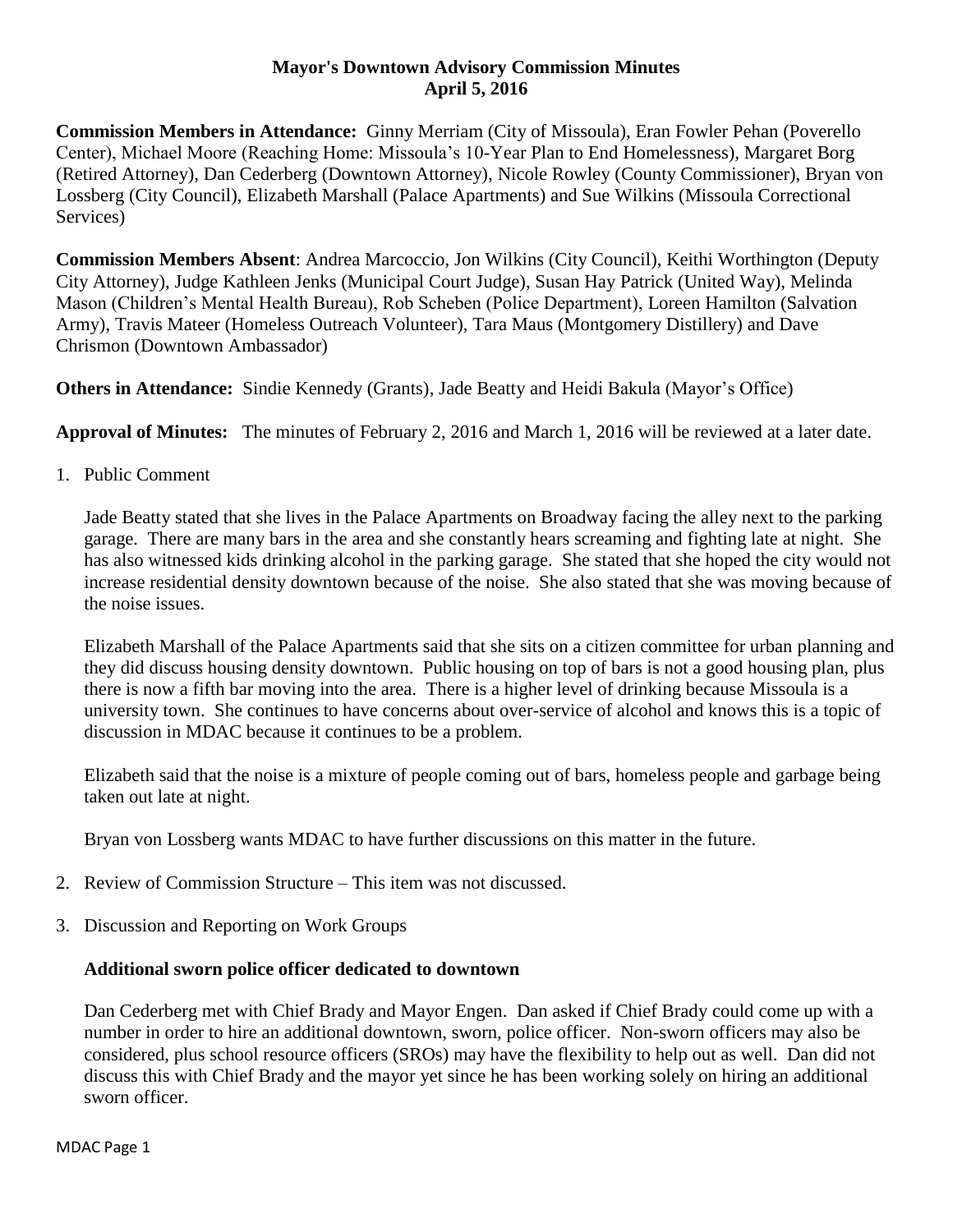**Mayor's Downtown Advisory Commission Minutes**
**April 5, 2016**

**Commission Members in Attendance:** Ginny Merriam (City of Missoula), Eran Fowler Pehan (Poverello Center), Michael Moore (Reaching Home: Missoula's 10-Year Plan to End Homelessness), Margaret Borg (Retired Attorney), Dan Cederberg (Downtown Attorney), Nicole Rowley (County Commissioner), Bryan von Lossberg (City Council), Elizabeth Marshall (Palace Apartments) and Sue Wilkins (Missoula Correctional Services)

**Commission Members Absent**: Andrea Marcoccio, Jon Wilkins (City Council), Keithi Worthington (Deputy City Attorney), Judge Kathleen Jenks (Municipal Court Judge), Susan Hay Patrick (United Way), Melinda Mason (Children's Mental Health Bureau), Rob Scheben (Police Department), Loreen Hamilton (Salvation Army), Travis Mateer (Homeless Outreach Volunteer), Tara Maus (Montgomery Distillery) and Dave Chrismon (Downtown Ambassador)

**Others in Attendance:** Sindie Kennedy (Grants), Jade Beatty and Heidi Bakula (Mayor's Office)

**Approval of Minutes:** The minutes of February 2, 2016 and March 1, 2016 will be reviewed at a later date.

1. Public Comment

   Jade Beatty stated that she lives in the Palace Apartments on Broadway facing the alley next to the parking garage. There are many bars in the area and she constantly hears screaming and fighting late at night. She has also witnessed kids drinking alcohol in the parking garage. She stated that she hoped the city would not increase residential density downtown because of the noise. She also stated that she was moving because of the noise issues.

   Elizabeth Marshall of the Palace Apartments said that she sits on a citizen committee for urban planning and they did discuss housing density downtown. Public housing on top of bars is not a good housing plan, plus there is now a fifth bar moving into the area. There is a higher level of drinking because Missoula is a university town. She continues to have concerns about over-service of alcohol and knows this is a topic of discussion in MDAC because it continues to be a problem.

   Elizabeth said that the noise is a mixture of people coming out of bars, homeless people and garbage being taken out late at night.

   Bryan von Lossberg wants MDAC to have further discussions on this matter in the future.

2. Review of Commission Structure – This item was not discussed.

3. Discussion and Reporting on Work Groups

   **Additional sworn police officer dedicated to downtown**

   Dan Cederberg met with Chief Brady and Mayor Engen. Dan asked if Chief Brady could come up with a number in order to hire an additional downtown, sworn, police officer. Non-sworn officers may also be considered, plus school resource officers (SROs) may have the flexibility to help out as well. Dan did not discuss this with Chief Brady and the mayor yet since he has been working solely on hiring an additional sworn officer.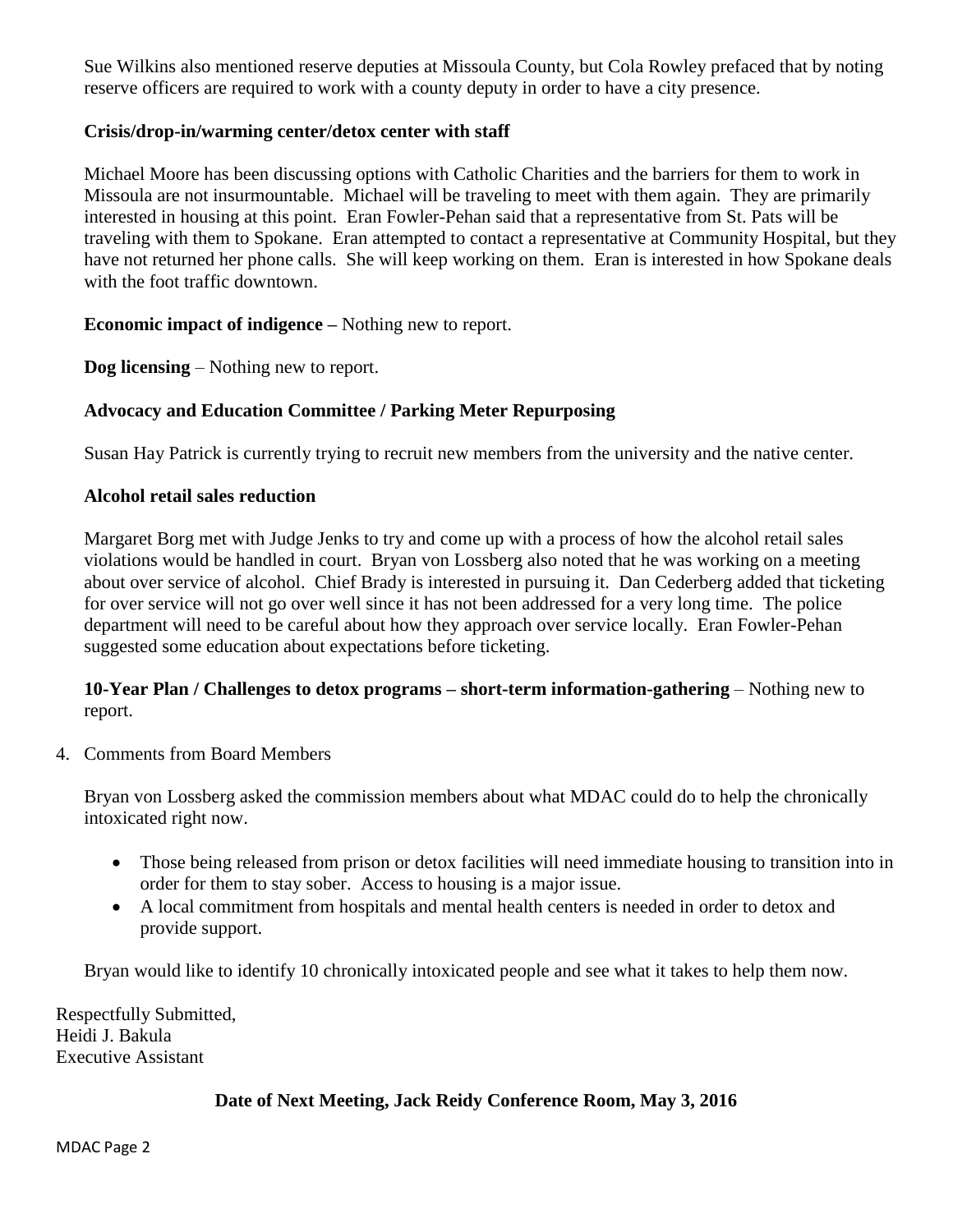Sue Wilkins also mentioned reserve deputies at Missoula County, but Cola Rowley prefaced that by noting reserve officers are required to work with a county deputy in order to have a city presence.

**Crisis/drop-in/warming center/detox center with staff**

Michael Moore has been discussing options with Catholic Charities and the barriers for them to work in Missoula are not insurmountable. Michael will be traveling to meet with them again. They are primarily interested in housing at this point. Eran Fowler-Pehan said that a representative from St. Pats will be traveling with them to Spokane. Eran attempted to contact a representative at Community Hospital, but they have not returned her phone calls. She will keep working on them. Eran is interested in how Spokane deals with the foot traffic downtown.

**Economic impact of indigence –** Nothing new to report.

**Dog licensing** – Nothing new to report.

**Advocacy and Education Committee / Parking Meter Repurposing**

Susan Hay Patrick is currently trying to recruit new members from the university and the native center.

**Alcohol retail sales reduction**

Margaret Borg met with Judge Jenks to try and come up with a process of how the alcohol retail sales violations would be handled in court. Bryan von Lossberg also noted that he was working on a meeting about over service of alcohol. Chief Brady is interested in pursuing it. Dan Cederberg added that ticketing for over service will not go over well since it has not been addressed for a very long time. The police department will need to be careful about how they approach over service locally. Eran Fowler-Pehan suggested some education about expectations before ticketing.

**10-Year Plan / Challenges to detox programs – short-term information-gathering** – Nothing new to report.

4. Comments from Board Members

   Bryan von Lossberg asked the commission members about what MDAC could do to help the chronically intoxicated right now.

   - Those being released from prison or detox facilities will need immediate housing to transition into in order for them to stay sober. Access to housing is a major issue.
   - A local commitment from hospitals and mental health centers is needed in order to detox and provide support.

   Bryan would like to identify 10 chronically intoxicated people and see what it takes to help them now.

Respectfully Submitted,
Heidi J. Bakula
Executive Assistant

**Date of Next Meeting, Jack Reidy Conference Room, May 3, 2016**